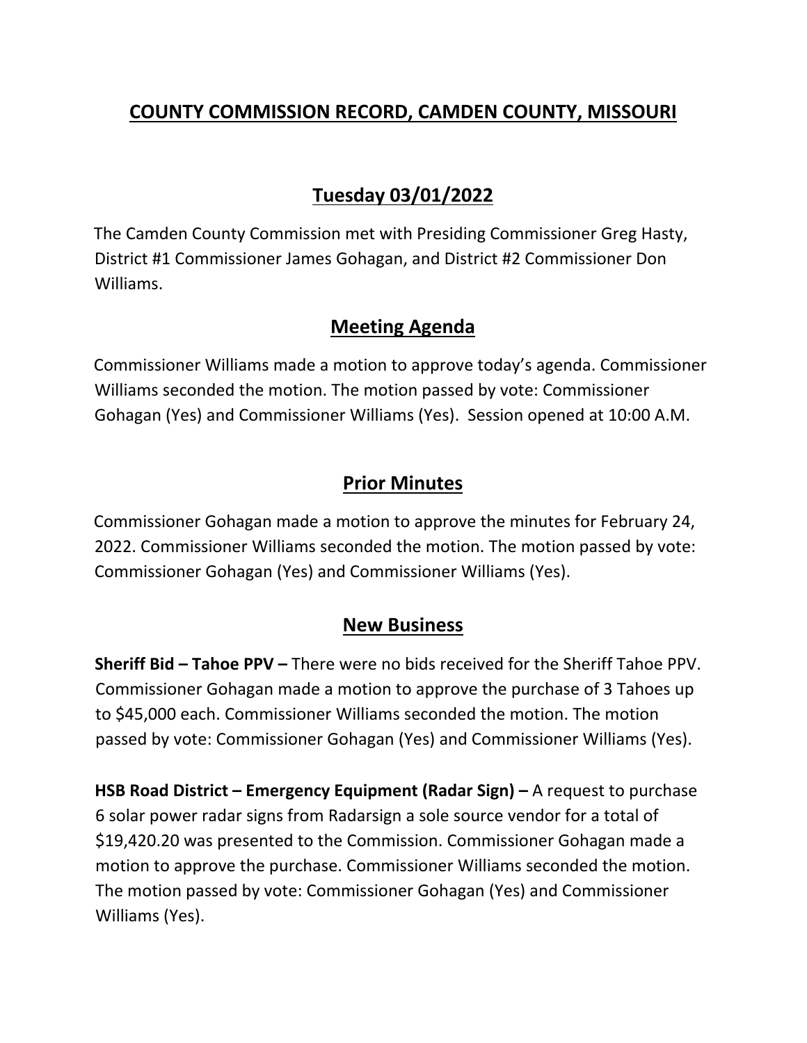# COUNTY COMMISSION RECORD, CAMDEN COUNTY, MISSOURI

## Tuesday 03/01/2022

The Camden County Commission met with Presiding Commissioner Greg Hasty, District #1 Commissioner James Gohagan, and District #2 Commissioner Don Williams.

## Meeting Agenda

Commissioner Williams made a motion to approve today's agenda. Commissioner Williams seconded the motion. The motion passed by vote: Commissioner Gohagan (Yes) and Commissioner Williams (Yes). Session opened at 10:00 A.M.

## Prior Minutes

Commissioner Gohagan made a motion to approve the minutes for February 24, 2022. Commissioner Williams seconded the motion. The motion passed by vote: Commissioner Gohagan (Yes) and Commissioner Williams (Yes).

## New Business

**Sheriff Bid – Tahoe PPV –** There were no bids received for the Sheriff Tahoe PPV. Commissioner Gohagan made a motion to approve the purchase of 3 Tahoes up to $45,000 each. Commissioner Williams seconded the motion. The motion passed by vote: Commissioner Gohagan (Yes) and Commissioner Williams (Yes).

**HSB Road District – Emergency Equipment (Radar Sign) –** A request to purchase 6 solar power radar signs from Radarsign a sole source vendor for a total of $19,420.20 was presented to the Commission. Commissioner Gohagan made a motion to approve the purchase. Commissioner Williams seconded the motion. The motion passed by vote: Commissioner Gohagan (Yes) and Commissioner Williams (Yes).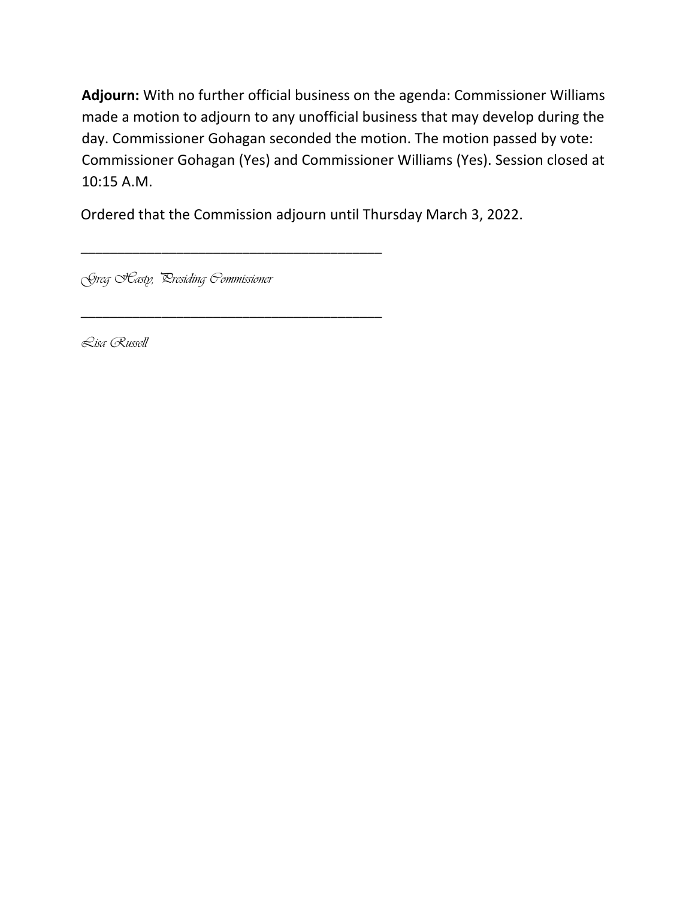**Adjourn:** With no further official business on the agenda: Commissioner Williams made a motion to adjourn to any unofficial business that may develop during the day. Commissioner Gohagan seconded the motion. The motion passed by vote: Commissioner Gohagan (Yes) and Commissioner Williams (Yes). Session closed at 10:15 A.M.

Ordered that the Commission adjourn until Thursday March 3, 2022.

\_\_\_\_\_\_\_\_\_\_\_\_\_\_\_\_\_\_\_\_\_\_\_\_\_\_\_\_\_\_\_\_\_\_\_\_\_\_\_\_

*Greg Hasty, Presiding Commissioner*

\_\_\_\_\_\_\_\_\_\_\_\_\_\_\_\_\_\_\_\_\_\_\_\_\_\_\_\_\_\_\_\_\_\_\_\_\_\_\_\_

*Lisa Russell*